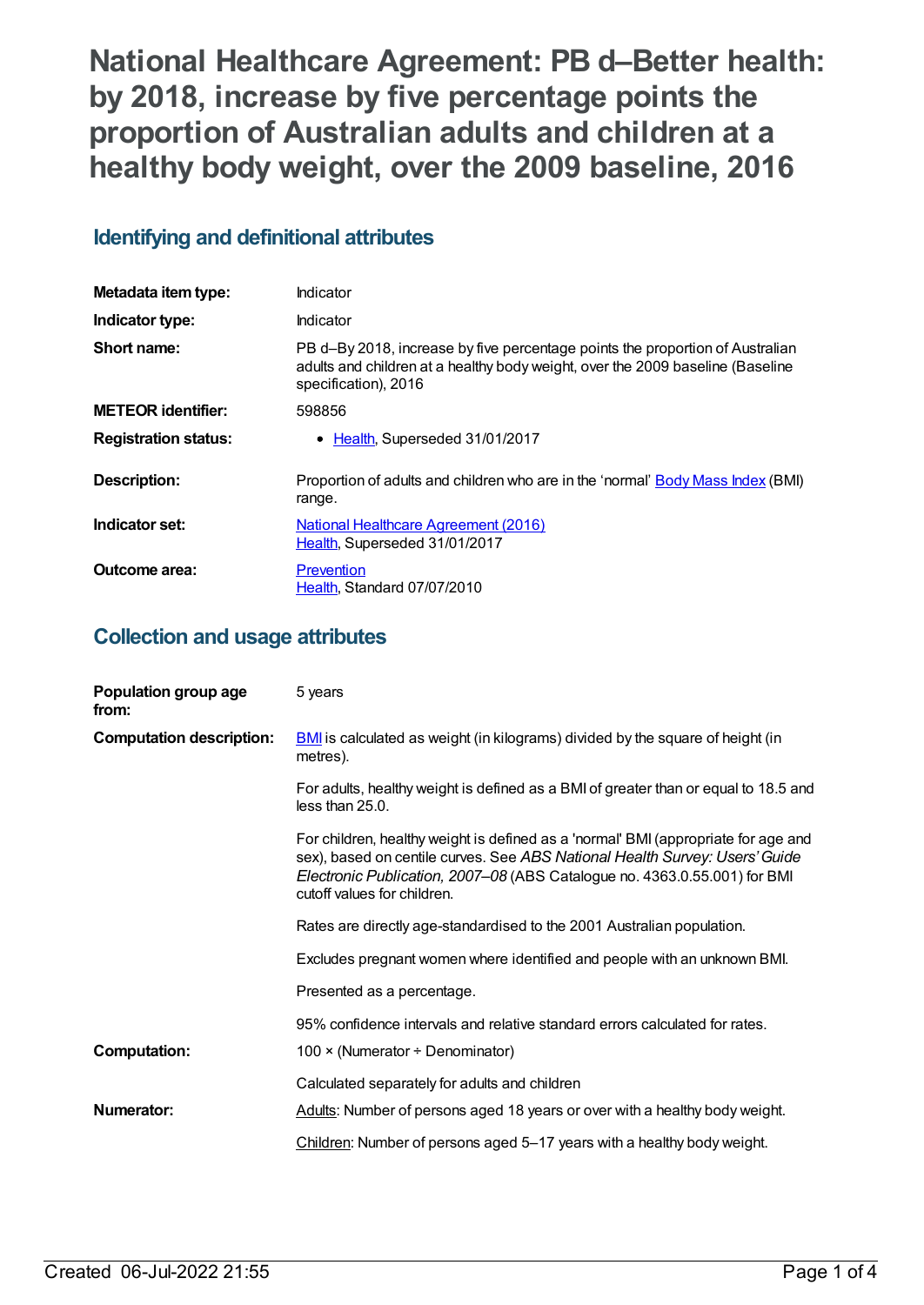# National Healthcare Agreement: PB d–Better health: by 2018, increase by five percentage points the proportion of Australian adults and children at a healthy body weight, over the 2009 baseline, 2016

## Identifying and definitional attributes

| | |
|---|---|
| **Metadata item type:** | Indicator |
| **Indicator type:** | Indicator |
| **Short name:** | PB d–By 2018, increase by five percentage points the proportion of Australian adults and children at a healthy body weight, over the 2009 baseline (Baseline specification), 2016 |
| **METEOR identifier:** | 598856 |
| **Registration status:** | • Health, Superseded 31/01/2017 |
| **Description:** | Proportion of adults and children who are in the 'normal' Body Mass Index (BMI) range. |
| **Indicator set:** | National Healthcare Agreement (2016) Health, Superseded 31/01/2017 |
| **Outcome area:** | Prevention Health, Standard 07/07/2010 |

## Collection and usage attributes

**Population group age from:** 5 years

**Computation description:** BMI is calculated as weight (in kilograms) divided by the square of height (in metres).

For adults, healthy weight is defined as a BMI of greater than or equal to 18.5 and less than 25.0.

For children, healthy weight is defined as a 'normal' BMI (appropriate for age and sex), based on centile curves. See *ABS National Health Survey: Users' Guide Electronic Publication, 2007–08* (ABS Catalogue no. 4363.0.55.001) for BMI cutoff values for children.

Rates are directly age-standardised to the 2001 Australian population.

Excludes pregnant women where identified and people with an unknown BMI.

Presented as a percentage.

95% confidence intervals and relative standard errors calculated for rates.

**Computation:** 100 × (Numerator ÷ Denominator)

Calculated separately for adults and children

**Numerator:** Adults: Number of persons aged 18 years or over with a healthy body weight.

Children: Number of persons aged 5–17 years with a healthy body weight.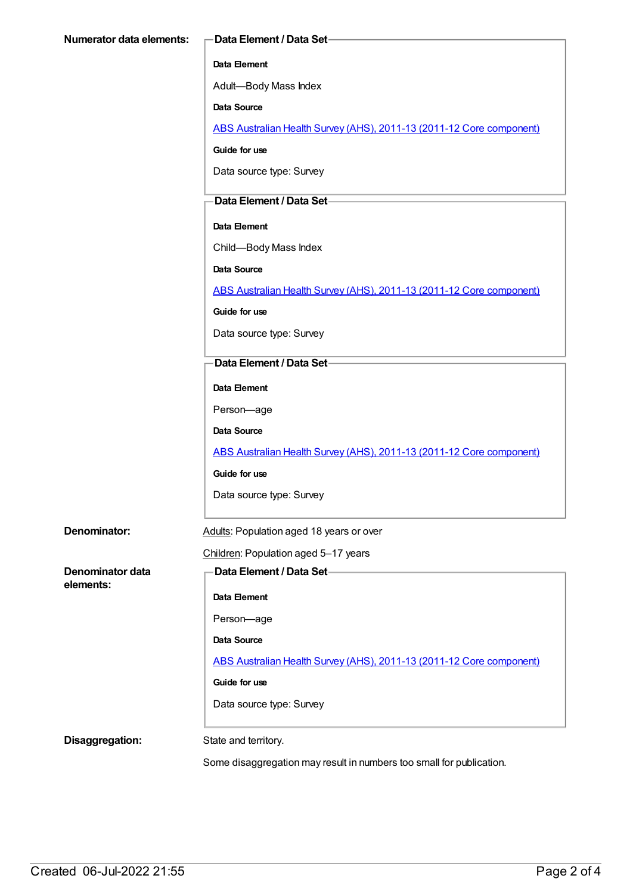**Numerator data elements:**

**Data Element / Data Set**

**Data Element**

Adult—Body Mass Index

**Data Source**

ABS Australian Health Survey (AHS), 2011-13 (2011-12 Core component)

**Guide for use**

Data source type: Survey

**Data Element / Data Set**

**Data Element**

Child—Body Mass Index

**Data Source**

ABS Australian Health Survey (AHS), 2011-13 (2011-12 Core component)

**Guide for use**

Data source type: Survey

**Data Element / Data Set**

**Data Element**

Person—age

**Data Source**

ABS Australian Health Survey (AHS), 2011-13 (2011-12 Core component)

**Guide for use**

Data source type: Survey

**Denominator:**

Adults: Population aged 18 years or over

Children: Population aged 5–17 years

**Denominator data elements:**

**Data Element / Data Set**

**Data Element**

Person—age

**Data Source**

ABS Australian Health Survey (AHS), 2011-13 (2011-12 Core component)

**Guide for use**

Data source type: Survey

**Disaggregation:**

State and territory.

Some disaggregation may result in numbers too small for publication.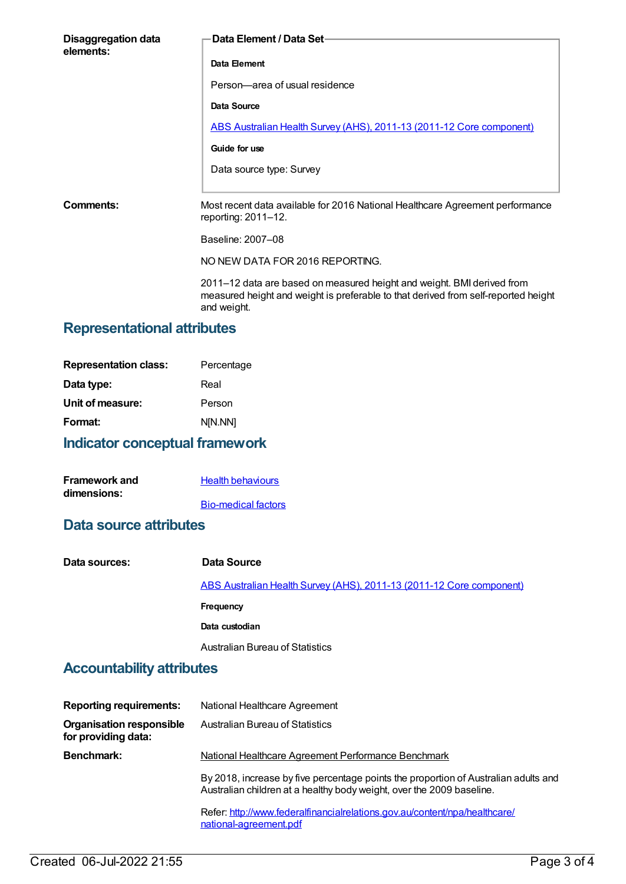**Disaggregation data elements:**

**Data Element / Data Set**

**Data Element**

Person—area of usual residence

**Data Source**

ABS Australian Health Survey (AHS), 2011-13 (2011-12 Core component)

**Guide for use**

Data source type: Survey

**Comments:**

Most recent data available for 2016 National Healthcare Agreement performance reporting: 2011–12.

Baseline: 2007–08

NO NEW DATA FOR 2016 REPORTING.

2011–12 data are based on measured height and weight. BMI derived from measured height and weight is preferable to that derived from self-reported height and weight.

## Representational attributes

**Representation class:** Percentage

**Data type:** Real

**Unit of measure:** Person

**Format:** N[N.NN]

## Indicator conceptual framework

**Framework and dimensions:**

Health behaviours

Bio-medical factors

## Data source attributes

**Data sources:**

**Data Source**

ABS Australian Health Survey (AHS), 2011-13 (2011-12 Core component)

**Frequency**

**Data custodian**

Australian Bureau of Statistics

## Accountability attributes

**Reporting requirements:** National Healthcare Agreement

**Organisation responsible for providing data:** Australian Bureau of Statistics

**Benchmark:**

National Healthcare Agreement Performance Benchmark

By 2018, increase by five percentage points the proportion of Australian adults and Australian children at a healthy body weight, over the 2009 baseline.

Refer: http://www.federalfinancialrelations.gov.au/content/npa/healthcare/national-agreement.pdf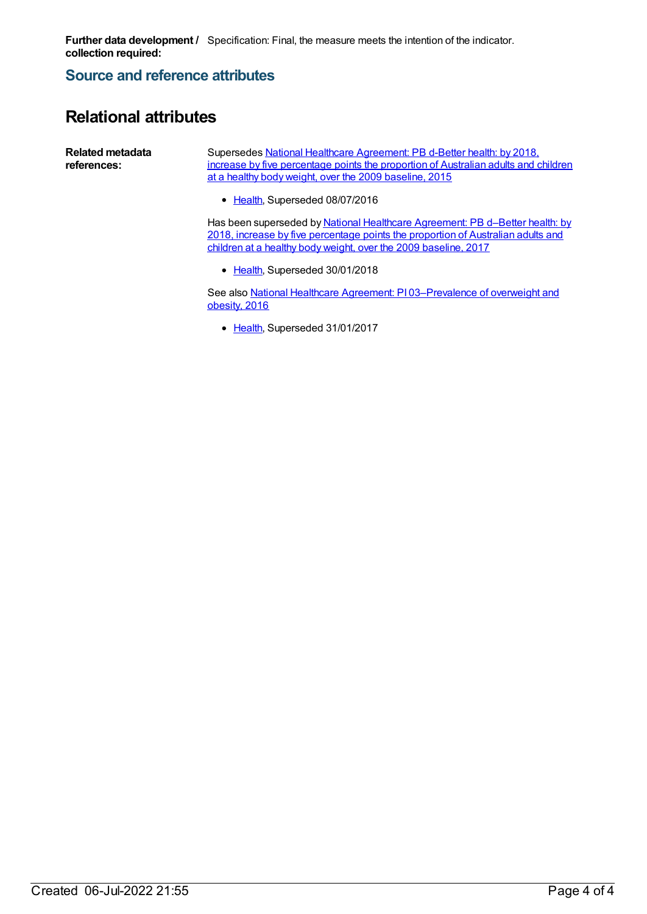**Further data development / collection required:** Specification: Final, the measure meets the intention of the indicator.

## Source and reference attributes

# Relational attributes

**Related metadata references:**

Supersedes National Healthcare Agreement: PB d-Better health: by 2018, increase by five percentage points the proportion of Australian adults and children at a healthy body weight, over the 2009 baseline, 2015

- Health, Superseded 08/07/2016

Has been superseded by National Healthcare Agreement: PB d–Better health: by 2018, increase by five percentage points the proportion of Australian adults and children at a healthy body weight, over the 2009 baseline, 2017

- Health, Superseded 30/01/2018

See also National Healthcare Agreement: PI 03–Prevalence of overweight and obesity, 2016

- Health, Superseded 31/01/2017